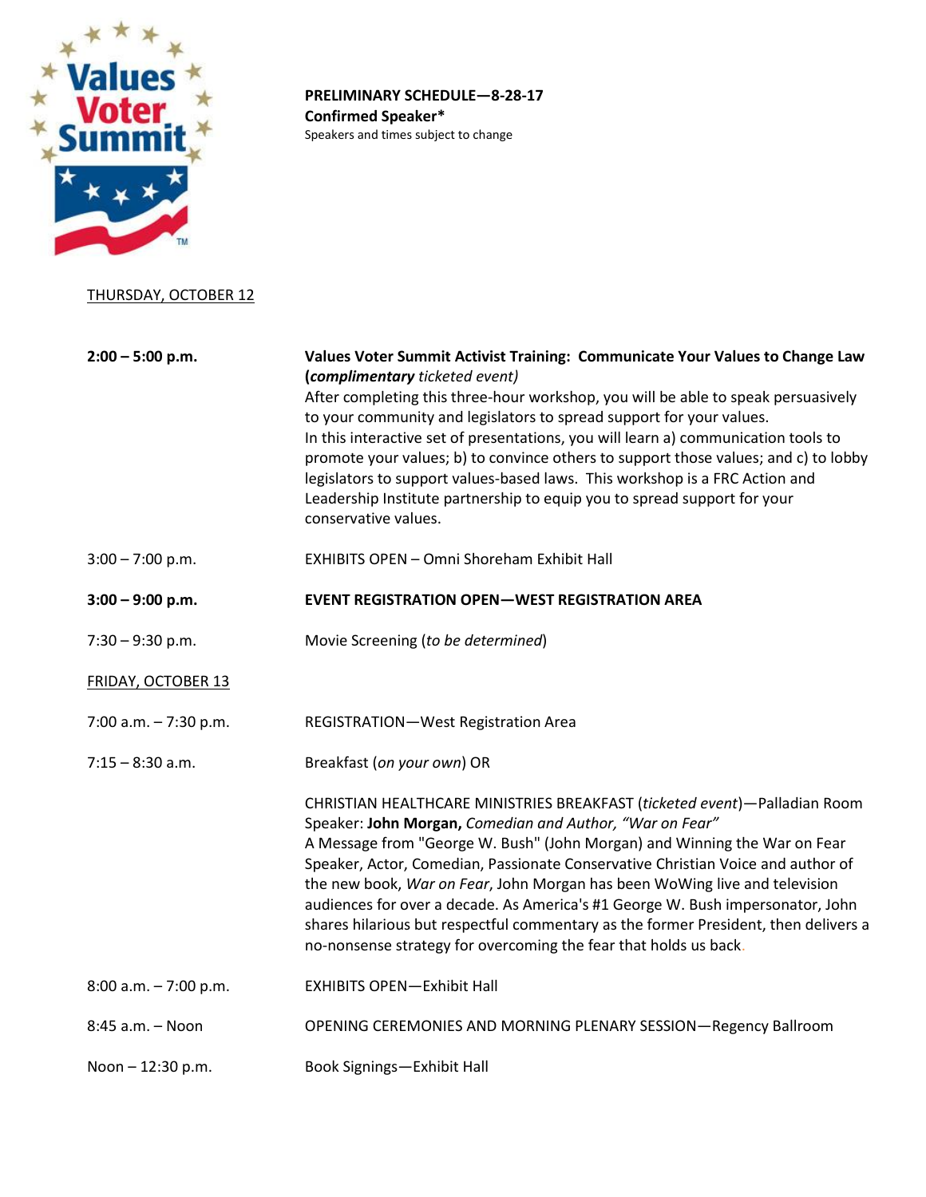Values Voter Summit

**PRELIMINARY SCHEDULE—8-28-17**
**Confirmed Speaker***
Speakers and times subject to change

## THURSDAY, OCTOBER 12

**2:00 – 5:00 p.m.**

**Values Voter Summit Activist Training: Communicate Your Values to Change Law (*complimentary* *ticketed event)***
After completing this three-hour workshop, you will be able to speak persuasively to your community and legislators to spread support for your values.
In this interactive set of presentations, you will learn a) communication tools to promote your values; b) to convince others to support those values; and c) to lobby legislators to support values-based laws. This workshop is a FRC Action and Leadership Institute partnership to equip you to spread support for your conservative values.

3:00 – 7:00 p.m.

EXHIBITS OPEN – Omni Shoreham Exhibit Hall

**3:00 – 9:00 p.m.**

**EVENT REGISTRATION OPEN—WEST REGISTRATION AREA**

7:30 – 9:30 p.m.

Movie Screening (*to be determined*)

## FRIDAY, OCTOBER 13

7:00 a.m. – 7:30 p.m.

REGISTRATION—West Registration Area

7:15 – 8:30 a.m.

Breakfast (*on your own*) OR

CHRISTIAN HEALTHCARE MINISTRIES BREAKFAST (*ticketed event*)—Palladian Room
Speaker: **John Morgan,** *Comedian and Author, “War on Fear”*
A Message from "George W. Bush" (John Morgan) and Winning the War on Fear
Speaker, Actor, Comedian, Passionate Conservative Christian Voice and author of the new book, *War on Fear*, John Morgan has been WoWing live and television audiences for over a decade. As America's #1 George W. Bush impersonator, John shares hilarious but respectful commentary as the former President, then delivers a no-nonsense strategy for overcoming the fear that holds us back.

8:00 a.m. – 7:00 p.m.

EXHIBITS OPEN—Exhibit Hall

8:45 a.m. – Noon

OPENING CEREMONIES AND MORNING PLENARY SESSION—Regency Ballroom

Noon – 12:30 p.m.

Book Signings—Exhibit Hall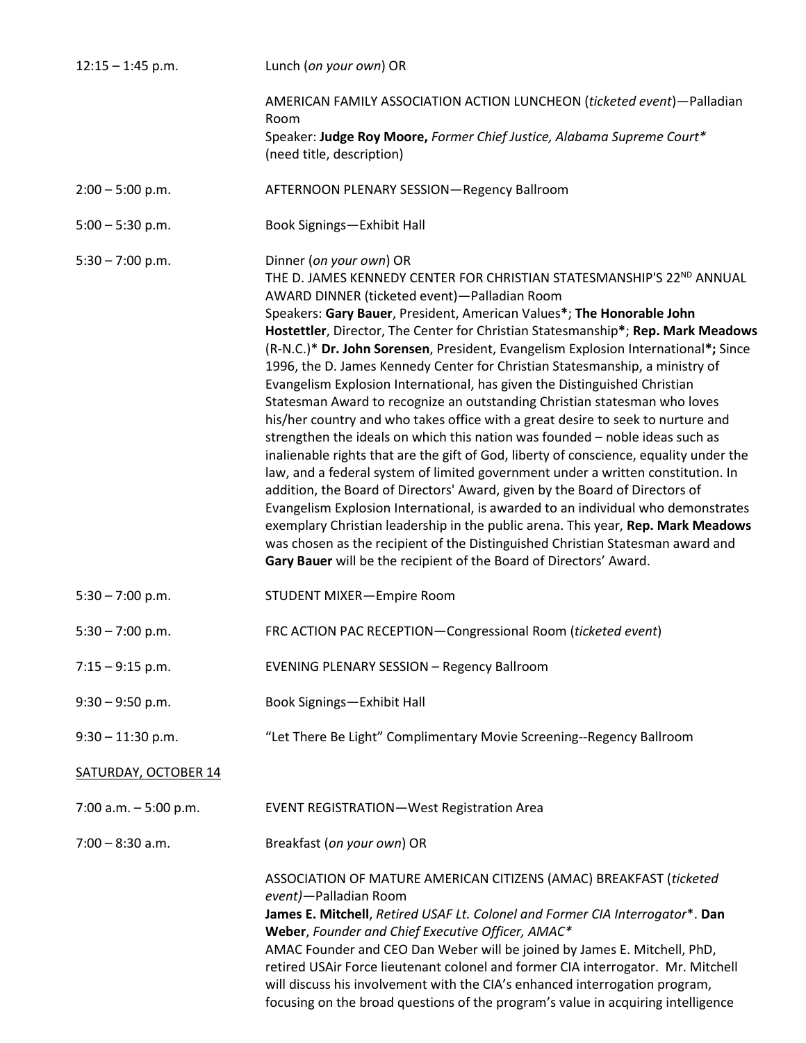12:15 – 1:45 p.m. Lunch (*on your own*) OR

AMERICAN FAMILY ASSOCIATION ACTION LUNCHEON (*ticketed event*)—Palladian Room
Speaker: **Judge Roy Moore,** *Former Chief Justice, Alabama Supreme Court**
(need title, description)

2:00 – 5:00 p.m. AFTERNOON PLENARY SESSION—Regency Ballroom

5:00 – 5:30 p.m. Book Signings—Exhibit Hall

5:30 – 7:00 p.m. Dinner (*on your own*) OR
THE D. JAMES KENNEDY CENTER FOR CHRISTIAN STATESMANSHIP'S 22ND ANNUAL AWARD DINNER (ticketed event)—Palladian Room
Speakers: **Gary Bauer**, President, American Values**\***; **The Honorable John Hostettler**, Director, The Center for Christian Statesmanship*; **Rep. Mark Meadows** (R-N.C.)* **Dr. John Sorensen**, President, Evangelism Explosion International**\*;** Since 1996, the D. James Kennedy Center for Christian Statesmanship, a ministry of Evangelism Explosion International, has given the Distinguished Christian Statesman Award to recognize an outstanding Christian statesman who loves his/her country and who takes office with a great desire to seek to nurture and strengthen the ideals on which this nation was founded – noble ideas such as inalienable rights that are the gift of God, liberty of conscience, equality under the law, and a federal system of limited government under a written constitution. In addition, the Board of Directors' Award, given by the Board of Directors of Evangelism Explosion International, is awarded to an individual who demonstrates exemplary Christian leadership in the public arena. This year, **Rep. Mark Meadows** was chosen as the recipient of the Distinguished Christian Statesman award and **Gary Bauer** will be the recipient of the Board of Directors' Award.

5:30 – 7:00 p.m. STUDENT MIXER—Empire Room

5:30 – 7:00 p.m. FRC ACTION PAC RECEPTION—Congressional Room (*ticketed event*)

7:15 – 9:15 p.m. EVENING PLENARY SESSION – Regency Ballroom

9:30 – 9:50 p.m. Book Signings—Exhibit Hall

9:30 – 11:30 p.m. "Let There Be Light" Complimentary Movie Screening--Regency Ballroom

## SATURDAY, OCTOBER 14

7:00 a.m. – 5:00 p.m. EVENT REGISTRATION—West Registration Area

7:00 – 8:30 a.m. Breakfast (*on your own*) OR

ASSOCIATION OF MATURE AMERICAN CITIZENS (AMAC) BREAKFAST (*ticketed event)*—Palladian Room
**James E. Mitchell**, *Retired USAF Lt. Colonel and Former CIA Interrogator**. **Dan Weber**, *Founder and Chief Executive Officer, AMAC**
AMAC Founder and CEO Dan Weber will be joined by James E. Mitchell, PhD, retired USAir Force lieutenant colonel and former CIA interrogator. Mr. Mitchell will discuss his involvement with the CIA's enhanced interrogation program, focusing on the broad questions of the program's value in acquiring intelligence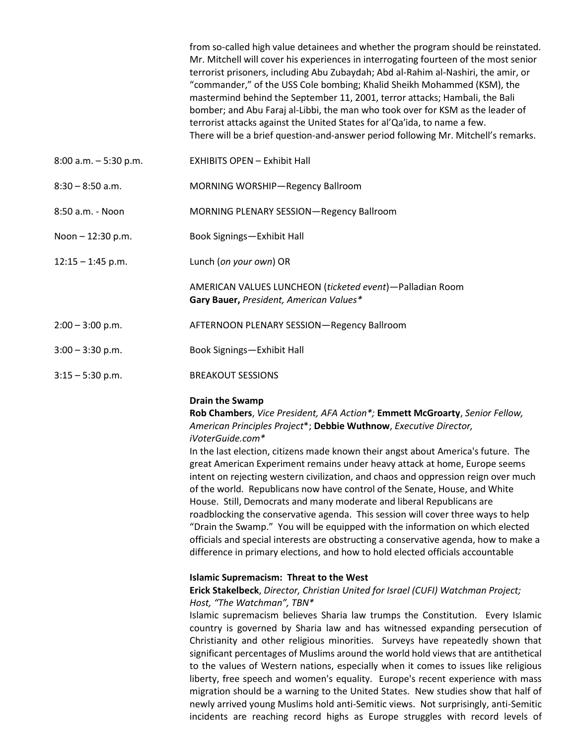from so-called high value detainees and whether the program should be reinstated. Mr. Mitchell will cover his experiences in interrogating fourteen of the most senior terrorist prisoners, including Abu Zubaydah; Abd al-Rahim al-Nashiri, the amir, or "commander," of the USS Cole bombing; Khalid Sheikh Mohammed (KSM), the mastermind behind the September 11, 2001, terror attacks; Hambali, the Bali bomber; and Abu Faraj al-Libbi, the man who took over for KSM as the leader of terrorist attacks against the United States for al'Qa'ida, to name a few.
There will be a brief question-and-answer period following Mr. Mitchell's remarks.

8:00 a.m. – 5:30 p.m. EXHIBITS OPEN – Exhibit Hall

8:30 – 8:50 a.m. MORNING WORSHIP—Regency Ballroom

8:50 a.m. - Noon MORNING PLENARY SESSION—Regency Ballroom

Noon – 12:30 p.m. Book Signings—Exhibit Hall

12:15 – 1:45 p.m. Lunch (*on your own*) OR

AMERICAN VALUES LUNCHEON (*ticketed event*)—Palladian Room
**Gary Bauer,** *President, American Values**

2:00 – 3:00 p.m. AFTERNOON PLENARY SESSION—Regency Ballroom

3:00 – 3:30 p.m. Book Signings—Exhibit Hall

3:15 – 5:30 p.m. BREAKOUT SESSIONS

**Drain the Swamp**
**Rob Chambers**, *Vice President, AFA Action*;* **Emmett McGroarty**, *Senior Fellow, American Principles Project**; **Debbie Wuthnow**, *Executive Director, iVoterGuide.com**
In the last election, citizens made known their angst about America's future. The great American Experiment remains under heavy attack at home, Europe seems intent on rejecting western civilization, and chaos and oppression reign over much of the world. Republicans now have control of the Senate, House, and White House. Still, Democrats and many moderate and liberal Republicans are roadblocking the conservative agenda. This session will cover three ways to help "Drain the Swamp." You will be equipped with the information on which elected officials and special interests are obstructing a conservative agenda, how to make a difference in primary elections, and how to hold elected officials accountable

**Islamic Supremacism: Threat to the West**
**Erick Stakelbeck**, *Director, Christian United for Israel (CUFI) Watchman Project; Host, "The Watchman", TBN**
Islamic supremacism believes Sharia law trumps the Constitution. Every Islamic country is governed by Sharia law and has witnessed expanding persecution of Christianity and other religious minorities. Surveys have repeatedly shown that significant percentages of Muslims around the world hold views that are antithetical to the values of Western nations, especially when it comes to issues like religious liberty, free speech and women's equality. Europe's recent experience with mass migration should be a warning to the United States. New studies show that half of newly arrived young Muslims hold anti-Semitic views. Not surprisingly, anti-Semitic incidents are reaching record highs as Europe struggles with record levels of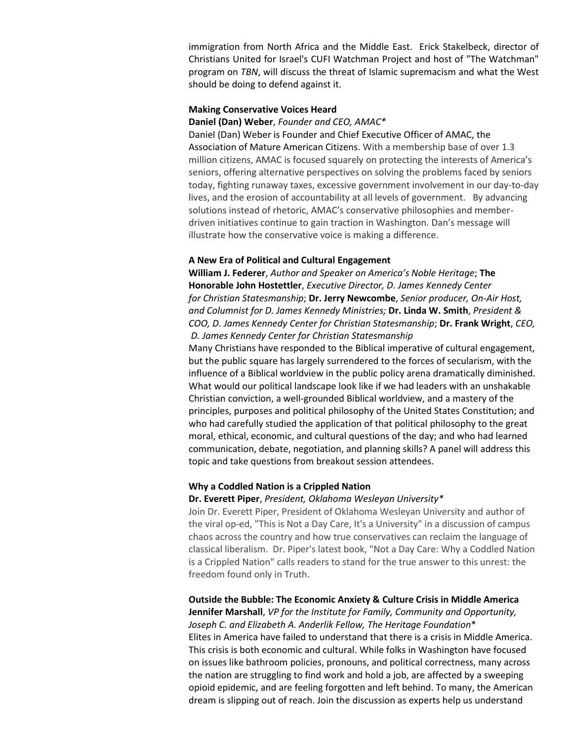immigration from North Africa and the Middle East. Erick Stakelbeck, director of Christians United for Israel's CUFI Watchman Project and host of "The Watchman" program on *TBN*, will discuss the threat of Islamic supremacism and what the West should be doing to defend against it.

**Making Conservative Voices Heard**

**Daniel (Dan) Weber**, *Founder and CEO, AMAC**

Daniel (Dan) Weber is Founder and Chief Executive Officer of AMAC, the Association of Mature American Citizens. With a membership base of over 1.3 million citizens, AMAC is focused squarely on protecting the interests of America's seniors, offering alternative perspectives on solving the problems faced by seniors today, fighting runaway taxes, excessive government involvement in our day-to-day lives, and the erosion of accountability at all levels of government. By advancing solutions instead of rhetoric, AMAC's conservative philosophies and member-driven initiatives continue to gain traction in Washington. Dan's message will illustrate how the conservative voice is making a difference.

**A New Era of Political and Cultural Engagement**

**William J. Federer**, *Author and Speaker on America's Noble Heritage*; **The Honorable John Hostettler**, *Executive Director, D. James Kennedy Center for Christian Statesmanship*; **Dr. Jerry Newcombe**, *Senior producer, On-Air Host, and Columnist for D. James Kennedy Ministries;* **Dr. Linda W. Smith**, *President & COO, D. James Kennedy Center for Christian Statesmanship*; **Dr. Frank Wright**, *CEO, D. James Kennedy Center for Christian Statesmanship*

Many Christians have responded to the Biblical imperative of cultural engagement, but the public square has largely surrendered to the forces of secularism, with the influence of a Biblical worldview in the public policy arena dramatically diminished. What would our political landscape look like if we had leaders with an unshakable Christian conviction, a well-grounded Biblical worldview, and a mastery of the principles, purposes and political philosophy of the United States Constitution; and who had carefully studied the application of that political philosophy to the great moral, ethical, economic, and cultural questions of the day; and who had learned communication, debate, negotiation, and planning skills? A panel will address this topic and take questions from breakout session attendees.

**Why a Coddled Nation is a Crippled Nation**

**Dr. Everett Piper**, *President, Oklahoma Wesleyan University**

Join Dr. Everett Piper, President of Oklahoma Wesleyan University and author of the viral op-ed, "This is Not a Day Care, It's a University" in a discussion of campus chaos across the country and how true conservatives can reclaim the language of classical liberalism. Dr. Piper's latest book, "Not a Day Care: Why a Coddled Nation is a Crippled Nation" calls readers to stand for the true answer to this unrest: the freedom found only in Truth.

**Outside the Bubble: The Economic Anxiety & Culture Crisis in Middle America**

**Jennifer Marshall**, *VP for the Institute for Family, Community and Opportunity, Joseph C. and Elizabeth A. Anderlik Fellow, The Heritage Foundation**

Elites in America have failed to understand that there is a crisis in Middle America. This crisis is both economic and cultural. While folks in Washington have focused on issues like bathroom policies, pronouns, and political correctness, many across the nation are struggling to find work and hold a job, are affected by a sweeping opioid epidemic, and are feeling forgotten and left behind. To many, the American dream is slipping out of reach. Join the discussion as experts help us understand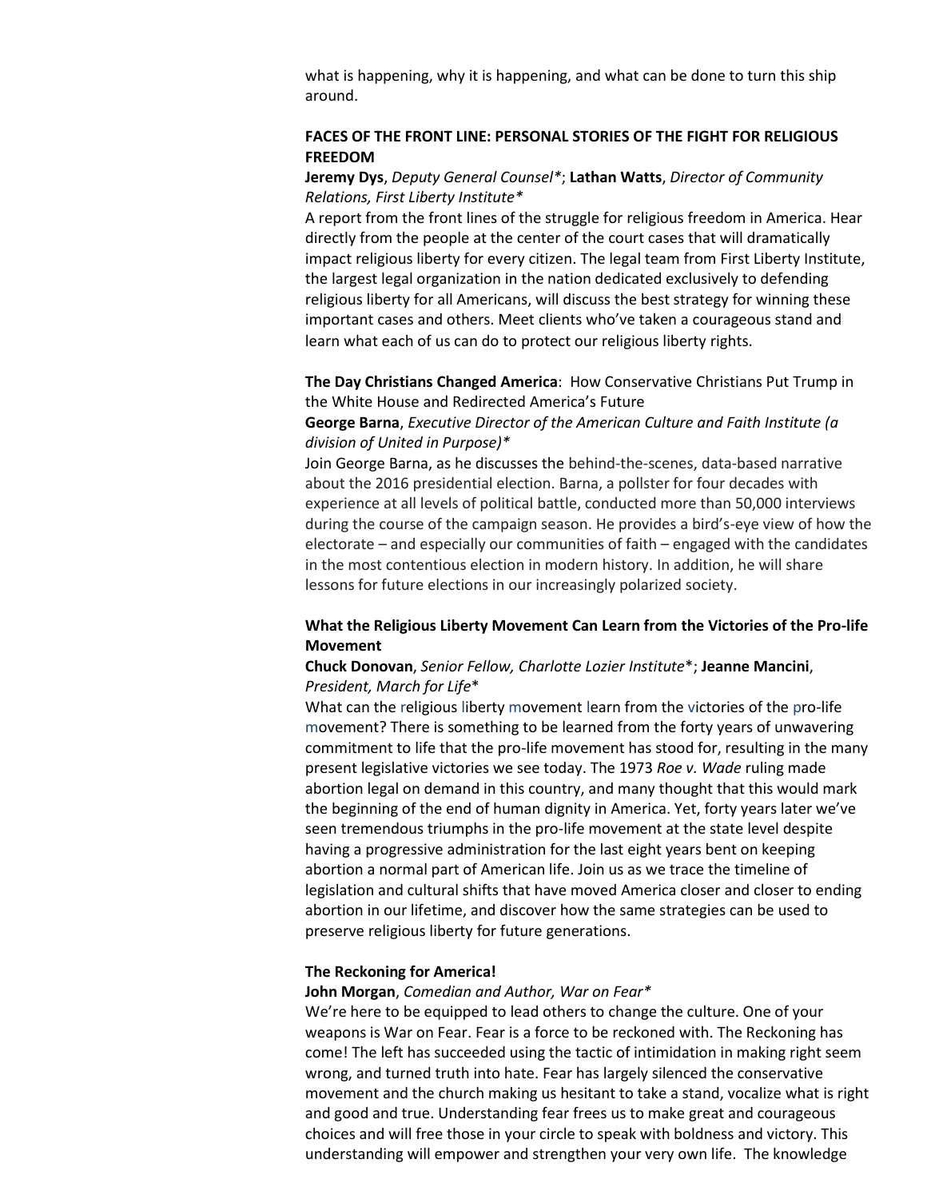what is happening, why it is happening, and what can be done to turn this ship around.

**FACES OF THE FRONT LINE: PERSONAL STORIES OF THE FIGHT FOR RELIGIOUS FREEDOM**

**Jeremy Dys**, *Deputy General Counsel**; **Lathan Watts**, *Director of Community Relations, First Liberty Institute**

A report from the front lines of the struggle for religious freedom in America. Hear directly from the people at the center of the court cases that will dramatically impact religious liberty for every citizen. The legal team from First Liberty Institute, the largest legal organization in the nation dedicated exclusively to defending religious liberty for all Americans, will discuss the best strategy for winning these important cases and others. Meet clients who've taken a courageous stand and learn what each of us can do to protect our religious liberty rights.

**The Day Christians Changed America**: How Conservative Christians Put Trump in the White House and Redirected America's Future

**George Barna**, *Executive Director of the American Culture and Faith Institute (a division of United in Purpose)**

Join George Barna, as he discusses the behind-the-scenes, data-based narrative about the 2016 presidential election. Barna, a pollster for four decades with experience at all levels of political battle, conducted more than 50,000 interviews during the course of the campaign season. He provides a bird's-eye view of how the electorate – and especially our communities of faith – engaged with the candidates in the most contentious election in modern history. In addition, he will share lessons for future elections in our increasingly polarized society.

**What the Religious Liberty Movement Can Learn from the Victories of the Pro-life Movement**

**Chuck Donovan**, *Senior Fellow, Charlotte Lozier Institute**; **Jeanne Mancini**, *President, March for Life**

What can the religious liberty movement learn from the victories of the pro-life movement? There is something to be learned from the forty years of unwavering commitment to life that the pro-life movement has stood for, resulting in the many present legislative victories we see today. The 1973 *Roe v. Wade* ruling made abortion legal on demand in this country, and many thought that this would mark the beginning of the end of human dignity in America. Yet, forty years later we've seen tremendous triumphs in the pro-life movement at the state level despite having a progressive administration for the last eight years bent on keeping abortion a normal part of American life. Join us as we trace the timeline of legislation and cultural shifts that have moved America closer and closer to ending abortion in our lifetime, and discover how the same strategies can be used to preserve religious liberty for future generations.

**The Reckoning for America!**

**John Morgan**, *Comedian and Author, War on Fear**

We're here to be equipped to lead others to change the culture. One of your weapons is War on Fear. Fear is a force to be reckoned with. The Reckoning has come! The left has succeeded using the tactic of intimidation in making right seem wrong, and turned truth into hate. Fear has largely silenced the conservative movement and the church making us hesitant to take a stand, vocalize what is right and good and true. Understanding fear frees us to make great and courageous choices and will free those in your circle to speak with boldness and victory. This understanding will empower and strengthen your very own life. The knowledge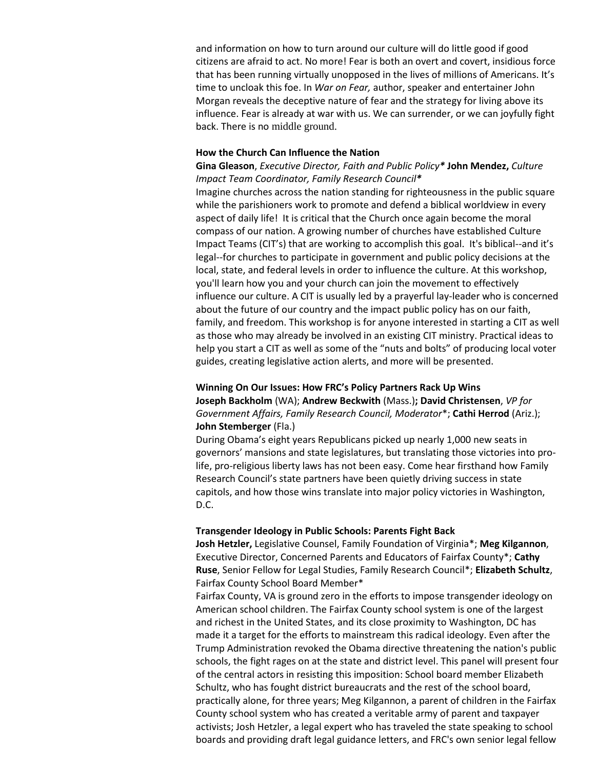and information on how to turn around our culture will do little good if good citizens are afraid to act. No more! Fear is both an overt and covert, insidious force that has been running virtually unopposed in the lives of millions of Americans. It's time to uncloak this foe. In *War on Fear,* author, speaker and entertainer John Morgan reveals the deceptive nature of fear and the strategy for living above its influence. Fear is already at war with us. We can surrender, or we can joyfully fight back. There is no middle ground.

**How the Church Can Influence the Nation**

**Gina Gleason**, *Executive Director, Faith and Public Policy*\* **John Mendez,** *Culture Impact Team Coordinator, Family Research Council*\*

Imagine churches across the nation standing for righteousness in the public square while the parishioners work to promote and defend a biblical worldview in every aspect of daily life! It is critical that the Church once again become the moral compass of our nation. A growing number of churches have established Culture Impact Teams (CIT's) that are working to accomplish this goal. It's biblical--and it's legal--for churches to participate in government and public policy decisions at the local, state, and federal levels in order to influence the culture. At this workshop, you'll learn how you and your church can join the movement to effectively influence our culture. A CIT is usually led by a prayerful lay-leader who is concerned about the future of our country and the impact public policy has on our faith, family, and freedom. This workshop is for anyone interested in starting a CIT as well as those who may already be involved in an existing CIT ministry. Practical ideas to help you start a CIT as well as some of the "nuts and bolts" of producing local voter guides, creating legislative action alerts, and more will be presented.

**Winning On Our Issues: How FRC's Policy Partners Rack Up Wins**

**Joseph Backholm** (WA); **Andrew Beckwith** (Mass.)**; David Christensen**, *VP for Government Affairs, Family Research Council, Moderator*\*; **Cathi Herrod** (Ariz.); **John Stemberger** (Fla.)

During Obama's eight years Republicans picked up nearly 1,000 new seats in governors' mansions and state legislatures, but translating those victories into pro-life, pro-religious liberty laws has not been easy. Come hear firsthand how Family Research Council's state partners have been quietly driving success in state capitols, and how those wins translate into major policy victories in Washington, D.C.

**Transgender Ideology in Public Schools: Parents Fight Back**

**Josh Hetzler,** Legislative Counsel, Family Foundation of Virginia\*; **Meg Kilgannon**, Executive Director, Concerned Parents and Educators of Fairfax County\*; **Cathy Ruse**, Senior Fellow for Legal Studies, Family Research Council\*; **Elizabeth Schultz**, Fairfax County School Board Member\*

Fairfax County, VA is ground zero in the efforts to impose transgender ideology on American school children. The Fairfax County school system is one of the largest and richest in the United States, and its close proximity to Washington, DC has made it a target for the efforts to mainstream this radical ideology. Even after the Trump Administration revoked the Obama directive threatening the nation's public schools, the fight rages on at the state and district level. This panel will present four of the central actors in resisting this imposition: School board member Elizabeth Schultz, who has fought district bureaucrats and the rest of the school board, practically alone, for three years; Meg Kilgannon, a parent of children in the Fairfax County school system who has created a veritable army of parent and taxpayer activists; Josh Hetzler, a legal expert who has traveled the state speaking to school boards and providing draft legal guidance letters, and FRC's own senior legal fellow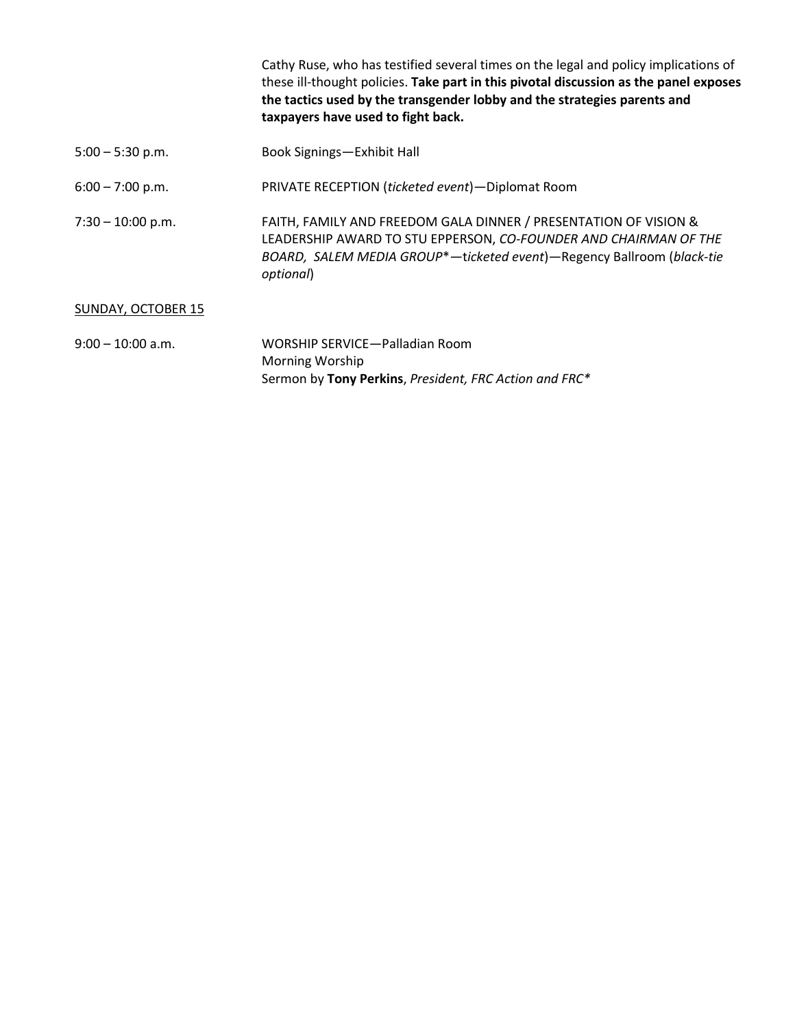Cathy Ruse, who has testified several times on the legal and policy implications of these ill-thought policies. **Take part in this pivotal discussion as the panel exposes the tactics used by the transgender lobby and the strategies parents and taxpayers have used to fight back.**

| | |
|---|---|
| 5:00 – 5:30 p.m. | Book Signings—Exhibit Hall |
| 6:00 – 7:00 p.m. | PRIVATE RECEPTION (*ticketed event*)—Diplomat Room |
| 7:30 – 10:00 p.m. | FAITH, FAMILY AND FREEDOM GALA DINNER / PRESENTATION OF VISION & LEADERSHIP AWARD TO STU EPPERSON, *CO-FOUNDER AND CHAIRMAN OF THE BOARD, SALEM MEDIA GROUP*\*—t*icketed event*)—Regency Ballroom (*black-tie optional*) |

<u>SUNDAY, OCTOBER 15</u>

| | |
|---|---|
| 9:00 – 10:00 a.m. | WORSHIP SERVICE—Palladian Room<br>Morning Worship<br>Sermon by **Tony Perkins**, *President, FRC Action and FRC\** |